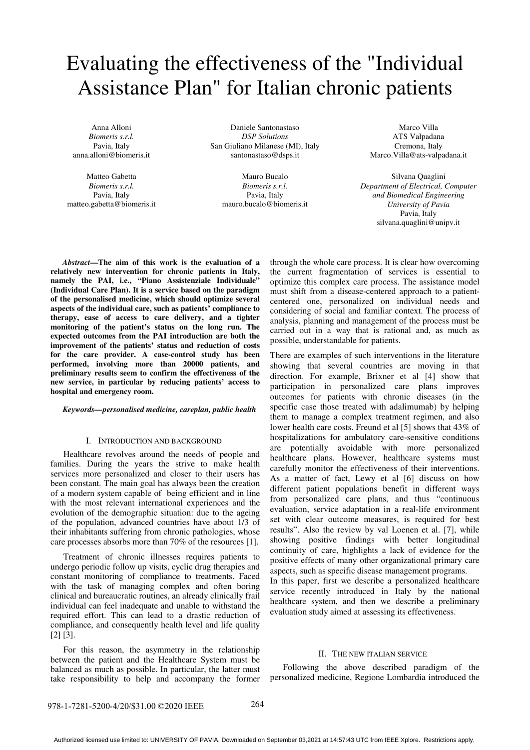# Evaluating the effectiveness of the "Individual Assistance Plan" for Italian chronic patients

Anna Alloni
*Biomeris s.r.l.*
Pavia, Italy
anna.alloni@biomeris.it

Daniele Santonastaso
*DSP Solutions*
San Giuliano Milanese (MI), Italy
santonastaso@dsps.it

Marco Villa
ATS Valpadana
Cremona, Italy
Marco.Villa@ats-valpadana.it

Matteo Gabetta
*Biomeris s.r.l.*
Pavia, Italy
matteo.gabetta@biomeris.it

Mauro Bucalo
*Biomeris s.r.l.*
Pavia, Italy
mauro.bucalo@biomeris.it

Silvana Quaglini
*Department of Electrical, Computer and Biomedical Engineering*
*University of Pavia*
Pavia, Italy
silvana.quaglini@unipv.it

***Abstract*—The aim of this work is the evaluation of a relatively new intervention for chronic patients in Italy, namely the PAI, i.e., "Piano Assistenziale Individuale" (Individual Care Plan). It is a service based on the paradigm of the personalised medicine, which should optimize several aspects of the individual care, such as patients' compliance to therapy, ease of access to care delivery, and a tighter monitoring of the patient's status on the long run. The expected outcomes from the PAI introduction are both the improvement of the patients' status and reduction of costs for the care provider. A case-control study has been performed, involving more than 20000 patients, and preliminary results seem to confirm the effectiveness of the new service, in particular by reducing patients' access to hospital and emergency room.**

***Keywords*—personalised medicine, careplan, public health**

## I. Introduction and Background

Healthcare revolves around the needs of people and families. During the years the strive to make health services more personalized and closer to their users has been constant. The main goal has always been the creation of a modern system capable of being efficient and in line with the most relevant international experiences and the evolution of the demographic situation: due to the ageing of the population, advanced countries have about 1/3 of their inhabitants suffering from chronic pathologies, whose care processes absorbs more than 70% of the resources [1].

Treatment of chronic illnesses requires patients to undergo periodic follow up visits, cyclic drug therapies and constant monitoring of compliance to treatments. Faced with the task of managing complex and often boring clinical and bureaucratic routines, an already clinically frail individual can feel inadequate and unable to withstand the required effort. This can lead to a drastic reduction of compliance, and consequently health level and life quality [2] [3].

For this reason, the asymmetry in the relationship between the patient and the Healthcare System must be balanced as much as possible. In particular, the latter must take responsibility to help and accompany the former through the whole care process. It is clear how overcoming the current fragmentation of services is essential to optimize this complex care process. The assistance model must shift from a disease-centered approach to a patient-centered one, personalized on individual needs and considering of social and familiar context. The process of analysis, planning and management of the process must be carried out in a way that is rational and, as much as possible, understandable for patients.

There are examples of such interventions in the literature showing that several countries are moving in that direction. For example, Brixner et al [4] show that participation in personalized care plans improves outcomes for patients with chronic diseases (in the specific case those treated with adalimumab) by helping them to manage a complex treatment regimen, and also lower health care costs. Freund et al [5] shows that 43% of hospitalizations for ambulatory care-sensitive conditions are potentially avoidable with more personalized healthcare plans. However, healthcare systems must carefully monitor the effectiveness of their interventions. As a matter of fact, Lewy et al [6] discuss on how different patient populations benefit in different ways from personalized care plans, and thus "continuous evaluation, service adaptation in a real-life environment set with clear outcome measures, is required for best results". Also the review by val Loenen et al. [7], while showing positive findings with better longitudinal continuity of care, highlights a lack of evidence for the positive effects of many other organizational primary care aspects, such as specific disease management programs.

In this paper, first we describe a personalized healthcare service recently introduced in Italy by the national healthcare system, and then we describe a preliminary evaluation study aimed at assessing its effectiveness.

## II. The New Italian Service

Following the above described paradigm of the personalized medicine, Regione Lombardia introduced the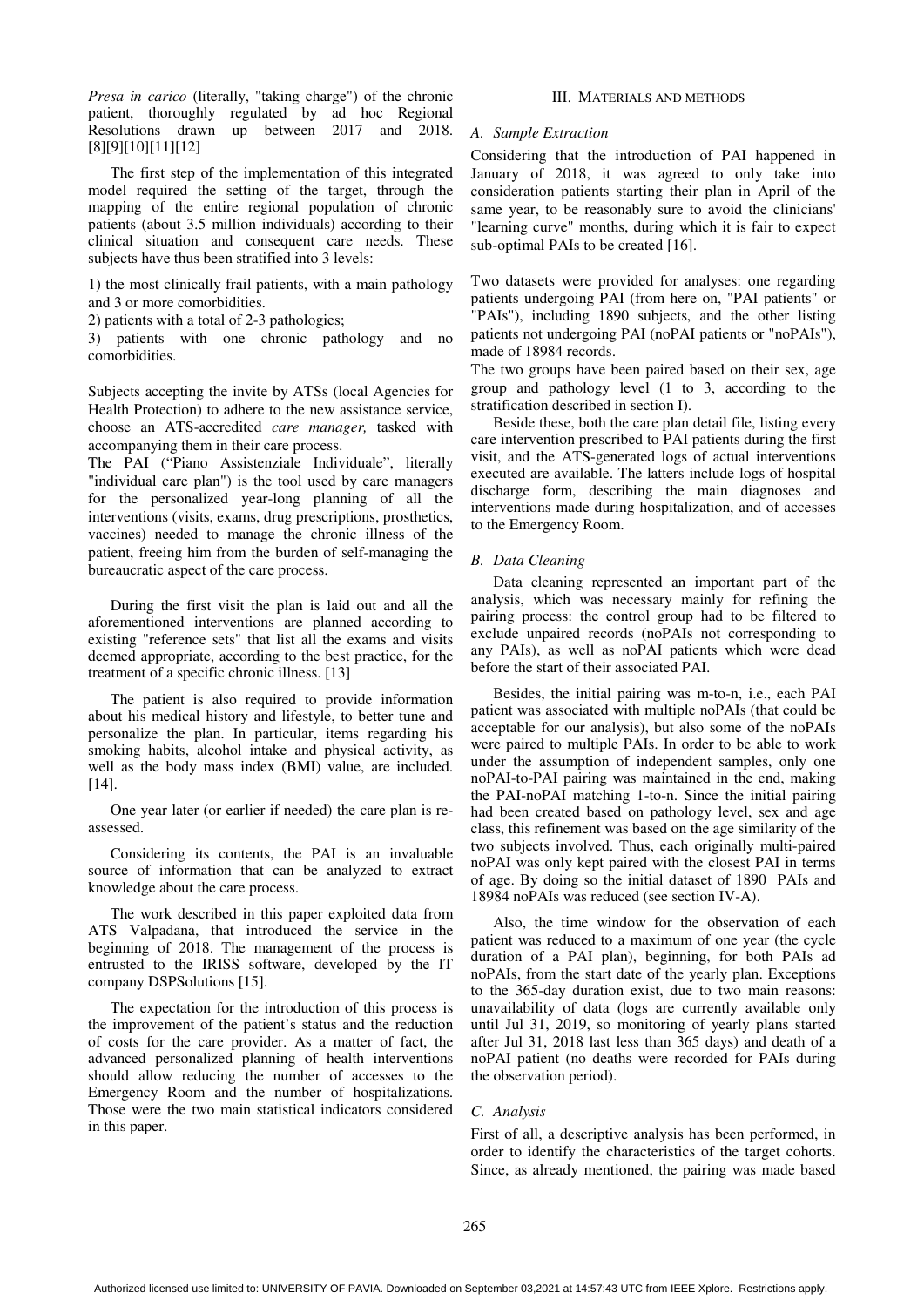*Presa in carico* (literally, "taking charge") of the chronic patient, thoroughly regulated by ad hoc Regional Resolutions drawn up between 2017 and 2018. [8][9][10][11][12]

The first step of the implementation of this integrated model required the setting of the target, through the mapping of the entire regional population of chronic patients (about 3.5 million individuals) according to their clinical situation and consequent care needs. These subjects have thus been stratified into 3 levels:

1) the most clinically frail patients, with a main pathology and 3 or more comorbidities.

2) patients with a total of 2-3 pathologies;

3) patients with one chronic pathology and no comorbidities.

Subjects accepting the invite by ATSs (local Agencies for Health Protection) to adhere to the new assistance service, choose an ATS-accredited *care manager,* tasked with accompanying them in their care process.

The PAI ("Piano Assistenziale Individuale", literally "individual care plan") is the tool used by care managers for the personalized year-long planning of all the interventions (visits, exams, drug prescriptions, prosthetics, vaccines) needed to manage the chronic illness of the patient, freeing him from the burden of self-managing the bureaucratic aspect of the care process.

During the first visit the plan is laid out and all the aforementioned interventions are planned according to existing "reference sets" that list all the exams and visits deemed appropriate, according to the best practice, for the treatment of a specific chronic illness. [13]

The patient is also required to provide information about his medical history and lifestyle, to better tune and personalize the plan. In particular, items regarding his smoking habits, alcohol intake and physical activity, as well as the body mass index (BMI) value, are included. [14].

One year later (or earlier if needed) the care plan is re-assessed.

Considering its contents, the PAI is an invaluable source of information that can be analyzed to extract knowledge about the care process.

The work described in this paper exploited data from ATS Valpadana, that introduced the service in the beginning of 2018. The management of the process is entrusted to the IRISS software, developed by the IT company DSPSolutions [15].

The expectation for the introduction of this process is the improvement of the patient's status and the reduction of costs for the care provider. As a matter of fact, the advanced personalized planning of health interventions should allow reducing the number of accesses to the Emergency Room and the number of hospitalizations. Those were the two main statistical indicators considered in this paper.

## III. Materials and Methods

### A. Sample Extraction

Considering that the introduction of PAI happened in January of 2018, it was agreed to only take into consideration patients starting their plan in April of the same year, to be reasonably sure to avoid the clinicians' "learning curve" months, during which it is fair to expect sub-optimal PAIs to be created [16].

Two datasets were provided for analyses: one regarding patients undergoing PAI (from here on, "PAI patients" or "PAIs"), including 1890 subjects, and the other listing patients not undergoing PAI (noPAI patients or "noPAIs"), made of 18984 records.

The two groups have been paired based on their sex, age group and pathology level (1 to 3, according to the stratification described in section I).

Beside these, both the care plan detail file, listing every care intervention prescribed to PAI patients during the first visit, and the ATS-generated logs of actual interventions executed are available. The latters include logs of hospital discharge form, describing the main diagnoses and interventions made during hospitalization, and of accesses to the Emergency Room.

### B. Data Cleaning

Data cleaning represented an important part of the analysis, which was necessary mainly for refining the pairing process: the control group had to be filtered to exclude unpaired records (noPAIs not corresponding to any PAIs), as well as noPAI patients which were dead before the start of their associated PAI.

Besides, the initial pairing was m-to-n, i.e., each PAI patient was associated with multiple noPAIs (that could be acceptable for our analysis), but also some of the noPAIs were paired to multiple PAIs. In order to be able to work under the assumption of independent samples, only one noPAI-to-PAI pairing was maintained in the end, making the PAI-noPAI matching 1-to-n. Since the initial pairing had been created based on pathology level, sex and age class, this refinement was based on the age similarity of the two subjects involved. Thus, each originally multi-paired noPAI was only kept paired with the closest PAI in terms of age. By doing so the initial dataset of 1890 PAIs and 18984 noPAIs was reduced (see section IV-A).

Also, the time window for the observation of each patient was reduced to a maximum of one year (the cycle duration of a PAI plan), beginning, for both PAIs ad noPAIs, from the start date of the yearly plan. Exceptions to the 365-day duration exist, due to two main reasons: unavailability of data (logs are currently available only until Jul 31, 2019, so monitoring of yearly plans started after Jul 31, 2018 last less than 365 days) and death of a noPAI patient (no deaths were recorded for PAIs during the observation period).

### C. Analysis

First of all, a descriptive analysis has been performed, in order to identify the characteristics of the target cohorts. Since, as already mentioned, the pairing was made based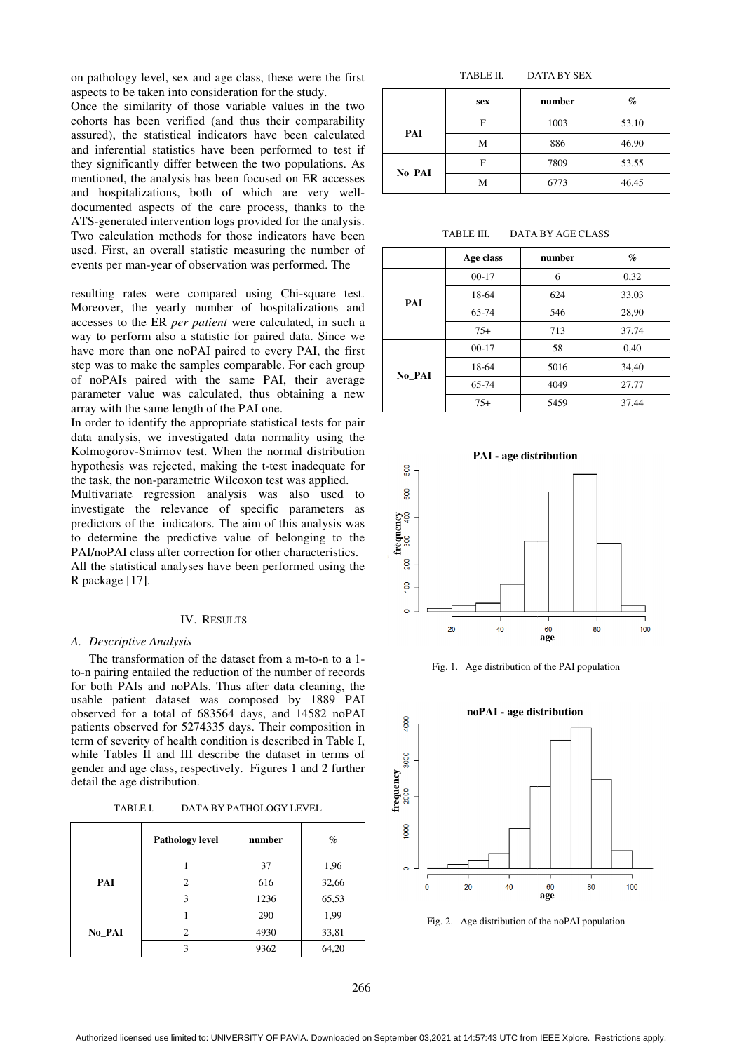on pathology level, sex and age class, these were the first aspects to be taken into consideration for the study.

Once the similarity of those variable values in the two cohorts has been verified (and thus their comparability assured), the statistical indicators have been calculated and inferential statistics have been performed to test if they significantly differ between the two populations. As mentioned, the analysis has been focused on ER accesses and hospitalizations, both of which are very well-documented aspects of the care process, thanks to the ATS-generated intervention logs provided for the analysis. Two calculation methods for those indicators have been used. First, an overall statistic measuring the number of events per man-year of observation was performed. The resulting rates were compared using Chi-square test. Moreover, the yearly number of hospitalizations and accesses to the ER *per patient* were calculated, in such a way to perform also a statistic for paired data. Since we have more than one noPAI paired to every PAI, the first step was to make the samples comparable. For each group of noPAIs paired with the same PAI, their average parameter value was calculated, thus obtaining a new array with the same length of the PAI one.

In order to identify the appropriate statistical tests for pair data analysis, we investigated data normality using the Kolmogorov-Smirnov test. When the normal distribution hypothesis was rejected, making the t-test inadequate for the task, the non-parametric Wilcoxon test was applied.

Multivariate regression analysis was also used to investigate the relevance of specific parameters as predictors of the indicators. The aim of this analysis was to determine the predictive value of belonging to the PAI/noPAI class after correction for other characteristics.

All the statistical analyses have been performed using the R package [17].

## IV. Results

### A. Descriptive Analysis

The transformation of the dataset from a m-to-n to a 1-to-n pairing entailed the reduction of the number of records for both PAIs and noPAIs. Thus after data cleaning, the usable patient dataset was composed by 1889 PAI observed for a total of 683564 days, and 14582 noPAI patients observed for 5274335 days. Their composition in term of severity of health condition is described in Table I, while Tables II and III describe the dataset in terms of gender and age class, respectively. Figures 1 and 2 further detail the age distribution.

TABLE I. DATA BY PATHOLOGY LEVEL

| | Pathology level | number | % |
|---|---|---|---|
| PAI | 1 | 37 | 1,96 |
| | 2 | 616 | 32,66 |
| | 3 | 1236 | 65,53 |
| No_PAI | 1 | 290 | 1,99 |
| | 2 | 4930 | 33,81 |
| | 3 | 9362 | 64,20 |

TABLE II. DATA BY SEX

| | sex | number | % |
|---|---|---|---|
| PAI | F | 1003 | 53.10 |
| | M | 886 | 46.90 |
| No_PAI | F | 7809 | 53.55 |
| | M | 6773 | 46.45 |

TABLE III. DATA BY AGE CLASS

| | Age class | number | % |
|---|---|---|---|
| PAI | 00-17 | 6 | 0,32 |
| | 18-64 | 624 | 33,03 |
| | 65-74 | 546 | 28,90 |
| | 75+ | 713 | 37,74 |
| No_PAI | 00-17 | 58 | 0,40 |
| | 18-64 | 5016 | 34,40 |
| | 65-74 | 4049 | 27,77 |
| | 75+ | 5459 | 37,44 |

Fig. 1. Age distribution of the PAI population

Fig. 2. Age distribution of the noPAI population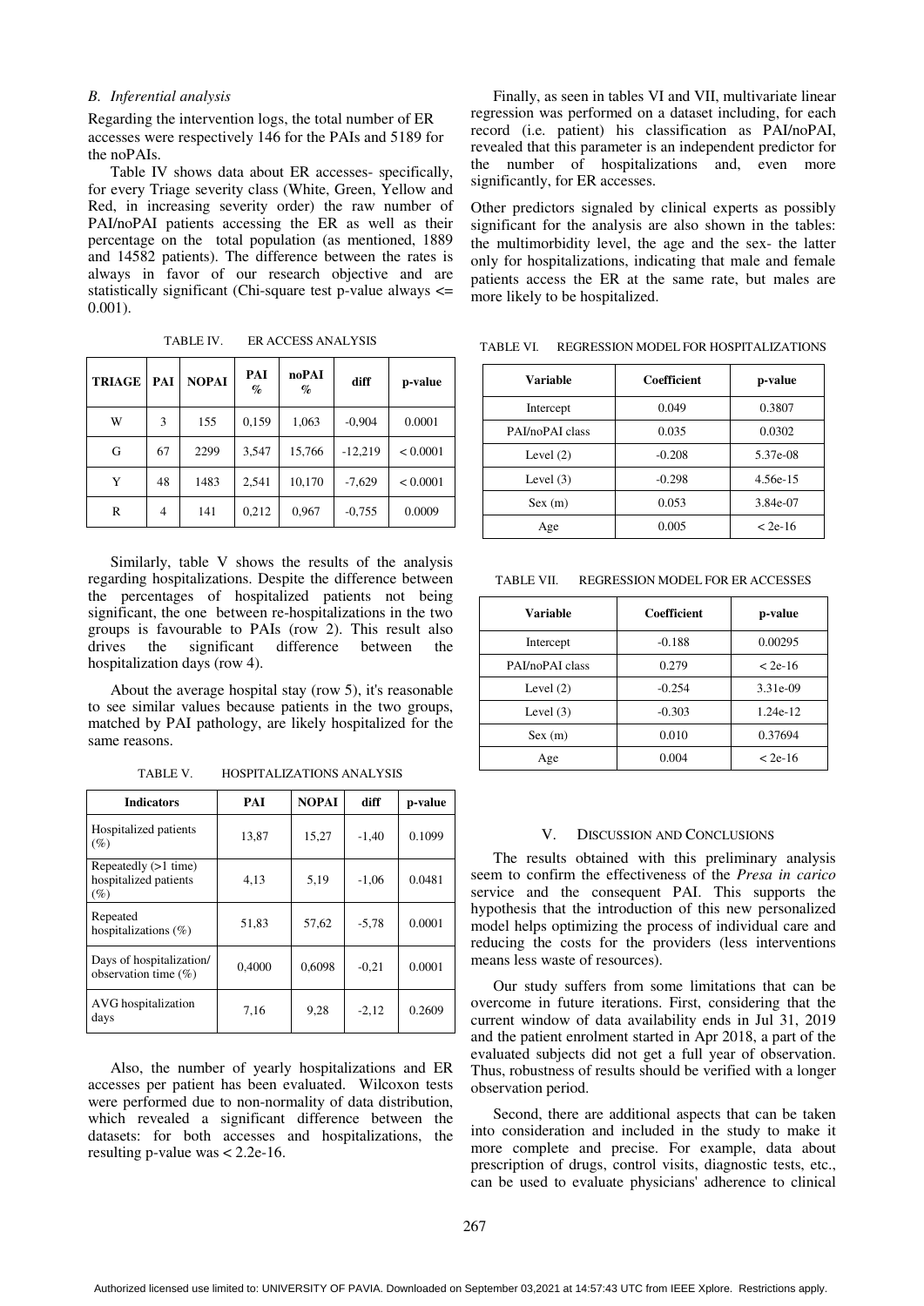### B. Inferential analysis

Regarding the intervention logs, the total number of ER accesses were respectively 146 for the PAIs and 5189 for the noPAIs.

Table IV shows data about ER accesses- specifically, for every Triage severity class (White, Green, Yellow and Red, in increasing severity order) the raw number of PAI/noPAI patients accessing the ER as well as their percentage on the total population (as mentioned, 1889 and 14582 patients). The difference between the rates is always in favor of our research objective and are statistically significant (Chi-square test p-value always <= 0.001).

TABLE IV. ER ACCESS ANALYSIS

| TRIAGE | PAI | NOPAI | PAI % | noPAI % | diff | p-value |
|---|---|---|---|---|---|---|
| W | 3 | 155 | 0,159 | 1,063 | -0,904 | 0.0001 |
| G | 67 | 2299 | 3,547 | 15,766 | -12,219 | < 0.0001 |
| Y | 48 | 1483 | 2,541 | 10,170 | -7,629 | < 0.0001 |
| R | 4 | 141 | 0,212 | 0,967 | -0,755 | 0.0009 |

Similarly, table V shows the results of the analysis regarding hospitalizations. Despite the difference between the percentages of hospitalized patients not being significant, the one between re-hospitalizations in the two groups is favourable to PAIs (row 2). This result also drives the significant difference between the hospitalization days (row 4).

About the average hospital stay (row 5), it's reasonable to see similar values because patients in the two groups, matched by PAI pathology, are likely hospitalized for the same reasons.

TABLE V. HOSPITALIZATIONS ANALYSIS

| Indicators | PAI | NOPAI | diff | p-value |
|---|---|---|---|---|
| Hospitalized patients (%) | 13,87 | 15,27 | -1,40 | 0.1099 |
| Repeatedly (>1 time) hospitalized patients (%) | 4,13 | 5,19 | -1,06 | 0.0481 |
| Repeated hospitalizations (%) | 51,83 | 57,62 | -5,78 | 0.0001 |
| Days of hospitalization/ observation time (%) | 0,4000 | 0,6098 | -0,21 | 0.0001 |
| AVG hospitalization days | 7,16 | 9,28 | -2,12 | 0.2609 |

Also, the number of yearly hospitalizations and ER accesses per patient has been evaluated. Wilcoxon tests were performed due to non-normality of data distribution, which revealed a significant difference between the datasets: for both accesses and hospitalizations, the resulting p-value was < 2.2e-16.

Finally, as seen in tables VI and VII, multivariate linear regression was performed on a dataset including, for each record (i.e. patient) his classification as PAI/noPAI, revealed that this parameter is an independent predictor for the number of hospitalizations and, even more significantly, for ER accesses.

Other predictors signaled by clinical experts as possibly significant for the analysis are also shown in the tables: the multimorbidity level, the age and the sex- the latter only for hospitalizations, indicating that male and female patients access the ER at the same rate, but males are more likely to be hospitalized.

TABLE VI. REGRESSION MODEL FOR HOSPITALIZATIONS

| Variable | Coefficient | p-value |
|---|---|---|
| Intercept | 0.049 | 0.3807 |
| PAI/noPAI class | 0.035 | 0.0302 |
| Level (2) | -0.208 | 5.37e-08 |
| Level (3) | -0.298 | 4.56e-15 |
| Sex (m) | 0.053 | 3.84e-07 |
| Age | 0.005 | < 2e-16 |

TABLE VII. REGRESSION MODEL FOR ER ACCESSES

| Variable | Coefficient | p-value |
|---|---|---|
| Intercept | -0.188 | 0.00295 |
| PAI/noPAI class | 0.279 | < 2e-16 |
| Level (2) | -0.254 | 3.31e-09 |
| Level (3) | -0.303 | 1.24e-12 |
| Sex (m) | 0.010 | 0.37694 |
| Age | 0.004 | < 2e-16 |

## V. DISCUSSION AND CONCLUSIONS

The results obtained with this preliminary analysis seem to confirm the effectiveness of the *Presa in carico* service and the consequent PAI. This supports the hypothesis that the introduction of this new personalized model helps optimizing the process of individual care and reducing the costs for the providers (less interventions means less waste of resources).

Our study suffers from some limitations that can be overcome in future iterations. First, considering that the current window of data availability ends in Jul 31, 2019 and the patient enrolment started in Apr 2018, a part of the evaluated subjects did not get a full year of observation. Thus, robustness of results should be verified with a longer observation period.

Second, there are additional aspects that can be taken into consideration and included in the study to make it more complete and precise. For example, data about prescription of drugs, control visits, diagnostic tests, etc., can be used to evaluate physicians' adherence to clinical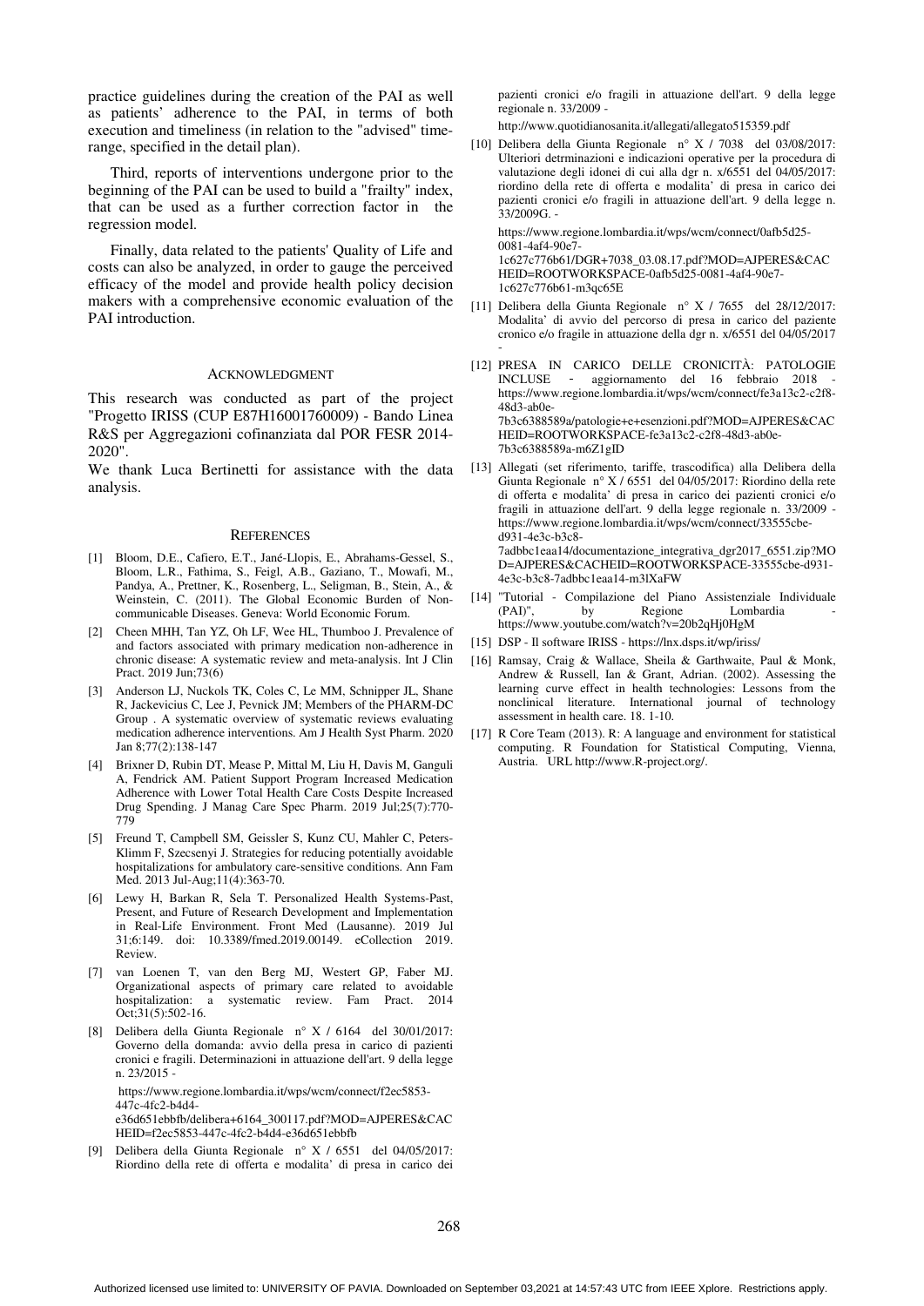practice guidelines during the creation of the PAI as well as patients' adherence to the PAI, in terms of both execution and timeliness (in relation to the "advised" time-range, specified in the detail plan).

Third, reports of interventions undergone prior to the beginning of the PAI can be used to build a "frailty" index, that can be used as a further correction factor in the regression model.

Finally, data related to the patients' Quality of Life and costs can also be analyzed, in order to gauge the perceived efficacy of the model and provide health policy decision makers with a comprehensive economic evaluation of the PAI introduction.

## Acknowledgment

This research was conducted as part of the project "Progetto IRISS (CUP E87H16001760009) - Bando Linea R&S per Aggregazioni cofinanziata dal POR FESR 2014-2020".

We thank Luca Bertinetti for assistance with the data analysis.

## References

[1] Bloom, D.E., Cafiero, E.T., Jané-Llopis, E., Abrahams-Gessel, S., Bloom, L.R., Fathima, S., Feigl, A.B., Gaziano, T., Mowafi, M., Pandya, A., Prettner, K., Rosenberg, L., Seligman, B., Stein, A., & Weinstein, C. (2011). The Global Economic Burden of Non-communicable Diseases. Geneva: World Economic Forum.

[2] Cheen MHH, Tan YZ, Oh LF, Wee HL, Thumboo J. Prevalence of and factors associated with primary medication non-adherence in chronic disease: A systematic review and meta-analysis. Int J Clin Pract. 2019 Jun;73(6)

[3] Anderson LJ, Nuckols TK, Coles C, Le MM, Schnipper JL, Shane R, Jackevicius C, Lee J, Pevnick JM; Members of the PHARM-DC Group . A systematic overview of systematic reviews evaluating medication adherence interventions. Am J Health Syst Pharm. 2020 Jan 8;77(2):138-147

[4] Brixner D, Rubin DT, Mease P, Mittal M, Liu H, Davis M, Ganguli A, Fendrick AM. Patient Support Program Increased Medication Adherence with Lower Total Health Care Costs Despite Increased Drug Spending. J Manag Care Spec Pharm. 2019 Jul;25(7):770-779

[5] Freund T, Campbell SM, Geissler S, Kunz CU, Mahler C, Peters-Klimm F, Szecsenyi J. Strategies for reducing potentially avoidable hospitalizations for ambulatory care-sensitive conditions. Ann Fam Med. 2013 Jul-Aug;11(4):363-70.

[6] Lewy H, Barkan R, Sela T. Personalized Health Systems-Past, Present, and Future of Research Development and Implementation in Real-Life Environment. Front Med (Lausanne). 2019 Jul 31;6:149. doi: 10.3389/fmed.2019.00149. eCollection 2019. Review.

[7] van Loenen T, van den Berg MJ, Westert GP, Faber MJ. Organizational aspects of primary care related to avoidable hospitalization: a systematic review. Fam Pract. 2014 Oct;31(5):502-16.

[8] Delibera della Giunta Regionale n° X / 6164 del 30/01/2017: Governo della domanda: avvio della presa in carico di pazienti cronici e fragili. Determinazioni in attuazione dell'art. 9 della legge n. 23/2015 - https://www.regione.lombardia.it/wps/wcm/connect/f2ec5853-447c-4fc2-b4d4-e36d651ebbfb/delibera+6164_300117.pdf?MOD=AJPERES&CACHEID=f2ec5853-447c-4fc2-b4d4-e36d651ebbfb

[9] Delibera della Giunta Regionale n° X / 6551 del 04/05/2017: Riordino della rete di offerta e modalita' di presa in carico dei pazienti cronici e/o fragili in attuazione dell'art. 9 della legge regionale n. 33/2009 - http://www.quotidianosanita.it/allegati/allegato515359.pdf

[10] Delibera della Giunta Regionale n° X / 7038 del 03/08/2017: Ulteriori detrminazioni e indicazioni operative per la procedura di valutazione degli idonei di cui alla dgr n. x/6551 del 04/05/2017: riordino della rete di offerta e modalita' di presa in carico dei pazienti cronici e/o fragili in attuazione dell'art. 9 della legge n. 33/2009G. - https://www.regione.lombardia.it/wps/wcm/connect/0afb5d25-0081-4af4-90e7-1c627c776b61/DGR+7038_03.08.17.pdf?MOD=AJPERES&CACHEID=ROOTWORKSPACE-0afb5d25-0081-4af4-90e7-1c627c776b61-m3qc65E

[11] Delibera della Giunta Regionale n° X / 7655 del 28/12/2017: Modalita' di avvio del percorso di presa in carico del paziente cronico e/o fragile in attuazione della dgr n. x/6551 del 04/05/2017 -

[12] PRESA IN CARICO DELLE CRONICITÀ: PATOLOGIE INCLUSE - aggiornamento del 16 febbraio 2018 - https://www.regione.lombardia.it/wps/wcm/connect/fe3a13c2-c2f8-48d3-ab0e-7b3c6388589a/patologie+e+esenzioni.pdf?MOD=AJPERES&CACHEID=ROOTWORKSPACE-fe3a13c2-c2f8-48d3-ab0e-7b3c6388589a-m6Z1gID

[13] Allegati (set riferimento, tariffe, trascodifica) alla Delibera della Giunta Regionale n° X / 6551 del 04/05/2017: Riordino della rete di offerta e modalita' di presa in carico dei pazienti cronici e/o fragili in attuazione dell'art. 9 della legge regionale n. 33/2009 - https://www.regione.lombardia.it/wps/wcm/connect/33555cbe-d931-4e3c-b3c8-7adbbc1eaa14/documentazione_integrativa_dgr2017_6551.zip?MOD=AJPERES&CACHEID=ROOTWORKSPACE-33555cbe-d931-4e3c-b3c8-7adbbc1eaa14-m3lXaFW

[14] "Tutorial - Compilazione del Piano Assistenziale Individuale (PAI)", by Regione Lombardia - https://www.youtube.com/watch?v=20b2qHj0HgM

[15] DSP - Il software IRISS - https://lnx.dsps.it/wp/iriss/

[16] Ramsay, Craig & Wallace, Sheila & Garthwaite, Paul & Monk, Andrew & Russell, Ian & Grant, Adrian. (2002). Assessing the learning curve effect in health technologies: Lessons from the nonclinical literature. International journal of technology assessment in health care. 18. 1-10.

[17] R Core Team (2013). R: A language and environment for statistical computing. R Foundation for Statistical Computing, Vienna, Austria. URL http://www.R-project.org/.